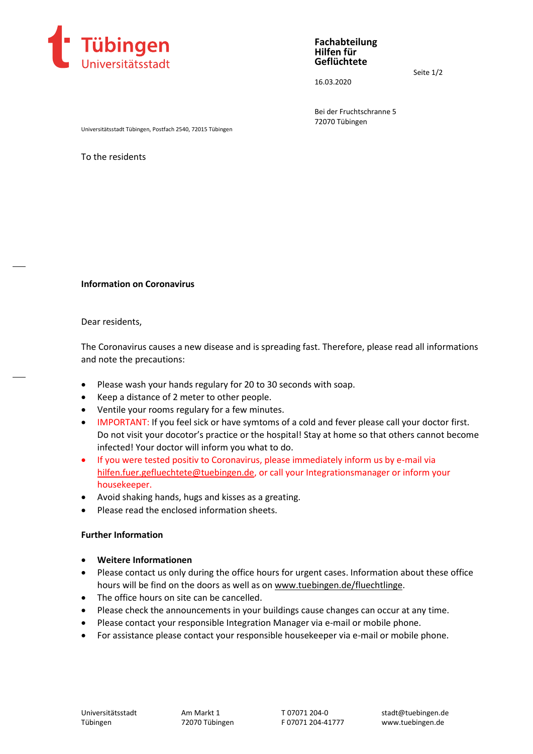Tübingen
Universitätsstadt

**Fachabteilung Hilfen für Geflüchtete**

16.03.2020

Bei der Fruchtschranne 5
72070 Tübingen

Universitätsstadt Tübingen, Postfach 2540, 72015 Tübingen

To the residents

**Information on Coronavirus**

Dear residents,

The Coronavirus causes a new disease and is spreading fast. Therefore, please read all informations and note the precautions:

- Please wash your hands regulary for 20 to 30 seconds with soap.
- Keep a distance of 2 meter to other people.
- Ventile your rooms regulary for a few minutes.
- IMPORTANT: If you feel sick or have symtoms of a cold and fever please call your doctor first. Do not visit your docotor's practice or the hospital! Stay at home so that others cannot become infected! Your doctor will inform you what to do.
- If you were tested positiv to Coronavirus, please immediately inform us by e-mail via hilfen.fuer.gefluechtete@tuebingen.de, or call your Integrationsmanager or inform your housekeeper.
- Avoid shaking hands, hugs and kisses as a greating.
- Please read the enclosed information sheets.

**Further Information**

- **Weitere Informationen**
- Please contact us only during the office hours for urgent cases. Information about these office hours will be find on the doors as well as on www.tuebingen.de/fluechtlinge.
- The office hours on site can be cancelled.
- Please check the announcements in your buildings cause changes can occur at any time.
- Please contact your responsible Integration Manager via e-mail or mobile phone.
- For assistance please contact your responsible housekeeper via e-mail or mobile phone.

Universitätsstadt Tübingen | Am Markt 1, 72070 Tübingen | T 07071 204-0, F 07071 204-41777 | stadt@tuebingen.de, www.tuebingen.de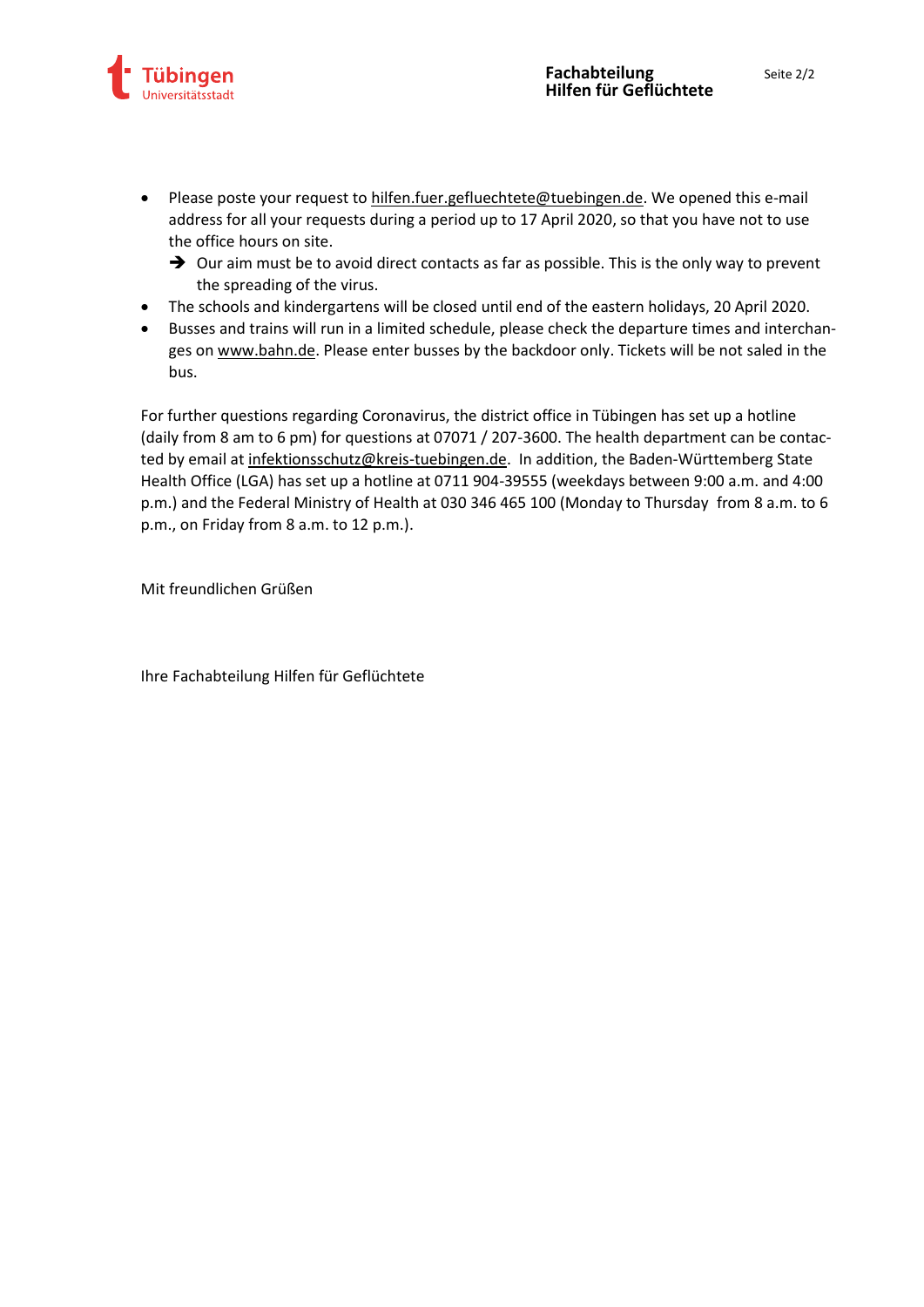- Please poste your request to hilfen.fuer.gefluechtete@tuebingen.de. We opened this e-mail address for all your requests during a period up to 17 April 2020, so that you have not to use the office hours on site.
  - ➔ Our aim must be to avoid direct contacts as far as possible. This is the only way to prevent the spreading of the virus.
- The schools and kindergartens will be closed until end of the eastern holidays, 20 April 2020.
- Busses and trains will run in a limited schedule, please check the departure times and interchanges on www.bahn.de. Please enter busses by the backdoor only. Tickets will be not saled in the bus.

For further questions regarding Coronavirus, the district office in Tübingen has set up a hotline (daily from 8 am to 6 pm) for questions at 07071 / 207-3600. The health department can be contacted by email at infektionsschutz@kreis-tuebingen.de. In addition, the Baden-Württemberg State Health Office (LGA) has set up a hotline at 0711 904-39555 (weekdays between 9:00 a.m. and 4:00 p.m.) and the Federal Ministry of Health at 030 346 465 100 (Monday to Thursday from 8 a.m. to 6 p.m., on Friday from 8 a.m. to 12 p.m.).

Mit freundlichen Grüßen

Ihre Fachabteilung Hilfen für Geflüchtete